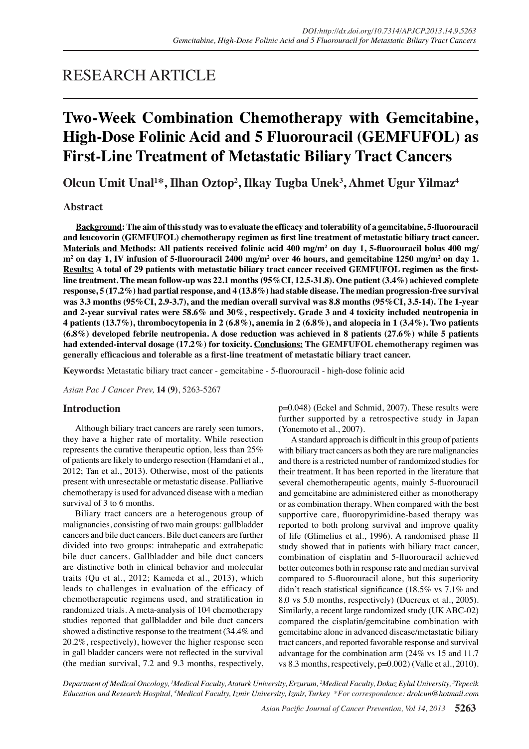RESEARCH ARTICLE

# Two-Week Combination Chemotherapy with Gemcitabine, High-Dose Folinic Acid and 5 Fluorouracil (GEMFUFOL) as First-Line Treatment of Metastatic Biliary Tract Cancers

**Olcun Umit Unal[1]*, Ilhan Oztop[2], Ilkay Tugba Unek[3], Ahmet Ugur Yilmaz[4]**

## Abstract

**Background: The aim of this study was to evaluate the efficacy and tolerability of a gemcitabine, 5-fluorouracil and leucovorin (GEMFUFOL) chemotherapy regimen as first line treatment of metastatic biliary tract cancer. Materials and Methods: All patients received folinic acid 400 mg/m$^2$ on day 1, 5-fluorouracil bolus 400 mg/m$^2$ on day 1, IV infusion of 5-fluorouracil 2400 mg/m$^2$ over 46 hours, and gemcitabine 1250 mg/m$^2$ on day 1. Results: A total of 29 patients with metastatic biliary tract cancer received GEMFUFOL regimen as the first-line treatment. The mean follow-up was 22.1 months (95%CI, 12.5-31.8). One patient (3.4%) achieved complete response, 5 (17.2%) had partial response, and 4 (13.8%) had stable disease. The median progression-free survival was 3.3 months (95%CI, 2.9-3.7), and the median overall survival was 8.8 months (95%CI, 3.5-14). The 1-year and 2-year survival rates were 58.6% and 30%, respectively. Grade 3 and 4 toxicity included neutropenia in 4 patients (13.7%), thrombocytopenia in 2 (6.8%), anemia in 2 (6.8%), and alopecia in 1 (3.4%). Two patients (6.8%) developed febrile neutropenia. A dose reduction was achieved in 8 patients (27.6%) while 5 patients had extended-interval dosage (17.2%) for toxicity. Conclusions: The GEMFUFOL chemotherapy regimen was generally efficacious and tolerable as a first-line treatment of metastatic biliary tract cancer.**

**Keywords:** Metastatic biliary tract cancer - gemcitabine - 5-fluorouracil - high-dose folinic acid

*Asian Pac J Cancer Prev,* **14 (9)**, 5263-5267

## Introduction

Although biliary tract cancers are rarely seen tumors, they have a higher rate of mortality. While resection represents the curative therapeutic option, less than 25% of patients are likely to undergo resection (Hamdani et al., 2012; Tan et al., 2013). Otherwise, most of the patients present with unresectable or metastatic disease. Palliative chemotherapy is used for advanced disease with a median survival of 3 to 6 months.

Biliary tract cancers are a heterogenous group of malignancies, consisting of two main groups: gallbladder cancers and bile duct cancers. Bile duct cancers are further divided into two groups: intrahepatic and extrahepatic bile duct cancers. Gallbladder and bile duct cancers are distinctive both in clinical behavior and molecular traits (Qu et al., 2012; Kameda et al., 2013), which leads to challenges in evaluation of the efficacy of chemotherapeutic regimens used, and stratification in randomized trials. A meta-analysis of 104 chemotherapy studies reported that gallbladder and bile duct cancers showed a distinctive response to the treatment (34.4% and 20.2%, respectively), however the higher response seen in gall bladder cancers were not reflected in the survival (the median survival, 7.2 and 9.3 months, respectively, p=0.048) (Eckel and Schmid, 2007). These results were further supported by a retrospective study in Japan (Yonemoto et al., 2007).

A standard approach is difficult in this group of patients with biliary tract cancers as both they are rare malignancies and there is a restricted number of randomized studies for their treatment. It has been reported in the literature that several chemotherapeutic agents, mainly 5-fluorouracil and gemcitabine are administered either as monotherapy or as combination therapy. When compared with the best supportive care, fluoropyrimidine-based therapy was reported to both prolong survival and improve quality of life (Glimelius et al., 1996). A randomised phase II study showed that in patients with biliary tract cancer, combination of cisplatin and 5-fluorouracil achieved better outcomes both in response rate and median survival compared to 5-fluorouracil alone, but this superiority didn't reach statistical significance (18.5% vs 7.1% and 8.0 vs 5.0 months, respectively) (Ducreux et al., 2005). Similarly, a recent large randomized study (UK ABC-02) compared the cisplatin/gemcitabine combination with gemcitabine alone in advanced disease/metastatic biliary tract cancers, and reported favorable response and survival advantage for the combination arm (24% vs 15 and 11.7 vs 8.3 months, respectively, p=0.002) (Valle et al., 2010).

*Department of Medical Oncology, [1]Medical Faculty, Ataturk University, Erzurum, [2]Medical Faculty, Dokuz Eylul University, [3]Tepecik Education and Research Hospital, [4]Medical Faculty, Izmir University, Izmir, Turkey *For correspondence: drolcun@hotmail.com*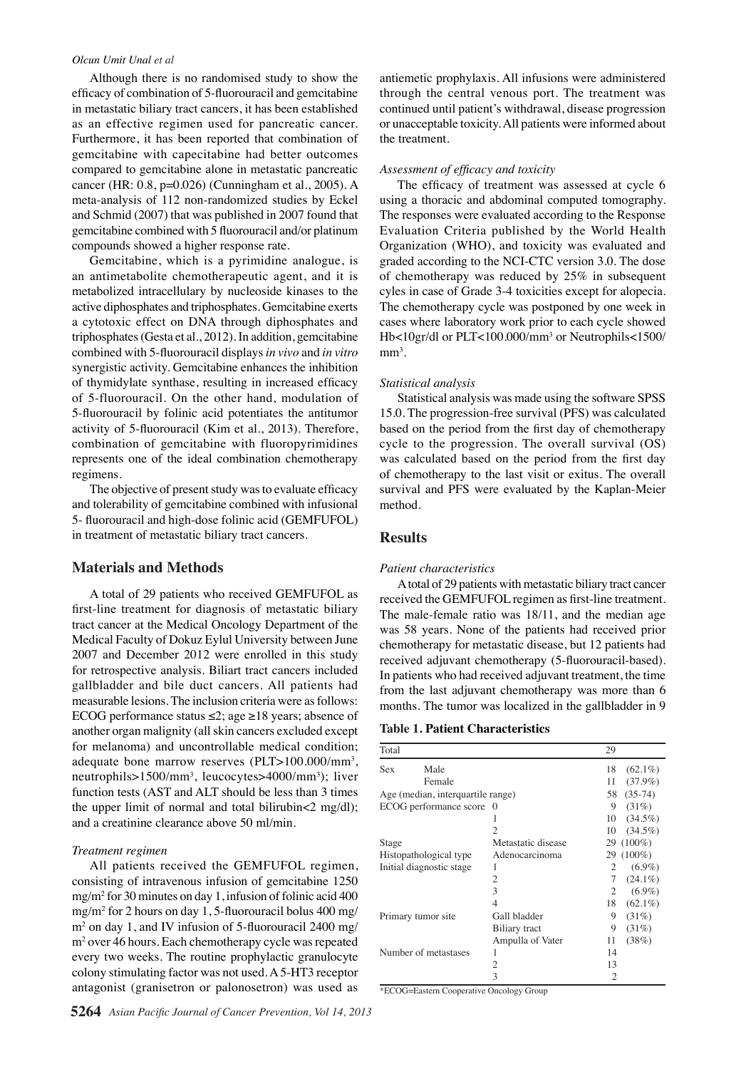Although there is no randomised study to show the efficacy of combination of 5-fluorouracil and gemcitabine in metastatic biliary tract cancers, it has been established as an effective regimen used for pancreatic cancer. Furthermore, it has been reported that combination of gemcitabine with capecitabine had better outcomes compared to gemcitabine alone in metastatic pancreatic cancer (HR: 0.8, p=0.026) (Cunningham et al., 2005). A meta-analysis of 112 non-randomized studies by Eckel and Schmid (2007) that was published in 2007 found that gemcitabine combined with 5 fluorouracil and/or platinum compounds showed a higher response rate.

Gemcitabine, which is a pyrimidine analogue, is an antimetabolite chemotherapeutic agent, and it is metabolized intracellulary by nucleoside kinases to the active diphosphates and triphosphates. Gemcitabine exerts a cytotoxic effect on DNA through diphosphates and triphosphates (Gesta et al., 2012). In addition, gemcitabine combined with 5-fluorouracil displays *in vivo* and *in vitro* synergistic activity. Gemcitabine enhances the inhibition of thymidylate synthase, resulting in increased efficacy of 5-fluorouracil. On the other hand, modulation of 5-fluorouracil by folinic acid potentiates the antitumor activity of 5-fluorouracil (Kim et al., 2013). Therefore, combination of gemcitabine with fluoropyrimidines represents one of the ideal combination chemotherapy regimens.

The objective of present study was to evaluate efficacy and tolerability of gemcitabine combined with infusional 5- fluorouracil and high-dose folinic acid (GEMFUFOL) in treatment of metastatic biliary tract cancers.

## Materials and Methods

A total of 29 patients who received GEMFUFOL as first-line treatment for diagnosis of metastatic biliary tract cancer at the Medical Oncology Department of the Medical Faculty of Dokuz Eylul University between June 2007 and December 2012 were enrolled in this study for retrospective analysis. Biliart tract cancers included gallbladder and bile duct cancers. All patients had measurable lesions. The inclusion criteria were as follows: ECOG performance status ≤2; age ≥18 years; absence of another organ malignity (all skin cancers excluded except for melanoma) and uncontrollable medical condition; adequate bone marrow reserves (PLT>100.000/mm$^3$, neutrophils>1500/mm$^3$, leucocytes>4000/mm$^3$); liver function tests (AST and ALT should be less than 3 times the upper limit of normal and total bilirubin<2 mg/dl); and a creatinine clearance above 50 ml/min.

### *Treatment regimen*

All patients received the GEMFUFOL regimen, consisting of intravenous infusion of gemcitabine 1250 mg/m$^2$ for 30 minutes on day 1, infusion of folinic acid 400 mg/m$^2$ for 2 hours on day 1, 5-fluorouracil bolus 400 mg/m$^2$ on day 1, and IV infusion of 5-fluorouracil 2400 mg/m$^2$ over 46 hours. Each chemotherapy cycle was repeated every two weeks. The routine prophylactic granulocyte colony stimulating factor was not used. A 5-HT3 receptor antagonist (granisetron or palonosetron) was used as antiemetic prophylaxis. All infusions were administered through the central venous port. The treatment was continued until patient's withdrawal, disease progression or unacceptable toxicity. All patients were informed about the treatment.

### *Assessment of efficacy and toxicity*

The efficacy of treatment was assessed at cycle 6 using a thoracic and abdominal computed tomography. The responses were evaluated according to the Response Evaluation Criteria published by the World Health Organization (WHO), and toxicity was evaluated and graded according to the NCI-CTC version 3.0. The dose of chemotherapy was reduced by 25% in subsequent cyles in case of Grade 3-4 toxicities except for alopecia. The chemotherapy cycle was postponed by one week in cases where laboratory work prior to each cycle showed Hb<10gr/dl or PLT<100.000/mm$^3$ or Neutrophils<1500/mm$^3$.

### *Statistical analysis*

Statistical analysis was made using the software SPSS 15.0. The progression-free survival (PFS) was calculated based on the period from the first day of chemotherapy cycle to the progression. The overall survival (OS) was calculated based on the period from the first day of chemotherapy to the last visit or exitus. The overall survival and PFS were evaluated by the Kaplan-Meier method.

## Results

### *Patient characteristics*

A total of 29 patients with metastatic biliary tract cancer received the GEMFUFOL regimen as first-line treatment. The male-female ratio was 18/11, and the median age was 58 years. None of the patients had received prior chemotherapy for metastatic disease, but 12 patients had received adjuvant chemotherapy (5-fluorouracil-based). In patients who had received adjuvant treatment, the time from the last adjuvant chemotherapy was more than 6 months. The tumor was localized in the gallbladder in 9

**Table 1. Patient Characteristics**

| Total | | 29 |
|---|---|---|
| Sex | Male | 18 (62.1%) |
| | Female | 11 (37.9%) |
| Age (median, interquartile range) | | 58 (35-74) |
| ECOG performance score | 0 | 9 (31%) |
| | 1 | 10 (34.5%) |
| | 2 | 10 (34.5%) |
| Stage | Metastatic disease | 29 (100%) |
| Histopathological type | Adenocarcinoma | 29 (100%) |
| Initial diagnostic stage | 1 | 2 (6.9%) |
| | 2 | 7 (24.1%) |
| | 3 | 2 (6.9%) |
| | 4 | 18 (62.1%) |
| Primary tumor site | Gall bladder | 9 (31%) |
| | Biliary tract | 9 (31%) |
| | Ampulla of Vater | 11 (38%) |
| Number of metastases | 1 | 14 |
| | 2 | 13 |
| | 3 | 2 |

*ECOG=Eastern Cooperative Oncology Group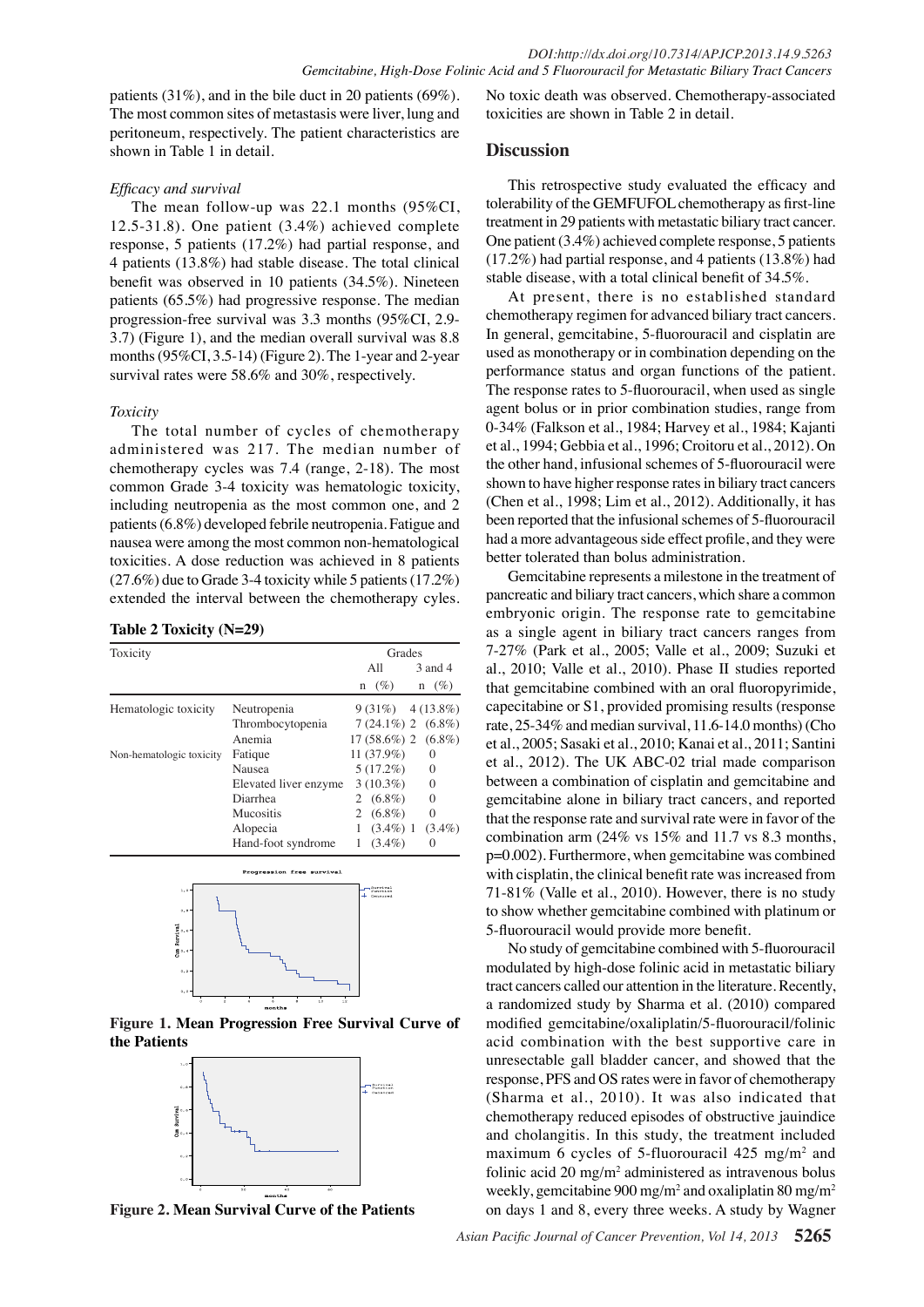patients (31%), and in the bile duct in 20 patients (69%). The most common sites of metastasis were liver, lung and peritoneum, respectively. The patient characteristics are shown in Table 1 in detail.

*Efficacy and survival*

The mean follow-up was 22.1 months (95%CI, 12.5-31.8). One patient (3.4%) achieved complete response, 5 patients (17.2%) had partial response, and 4 patients (13.8%) had stable disease. The total clinical benefit was observed in 10 patients (34.5%). Nineteen patients (65.5%) had progressive response. The median progression-free survival was 3.3 months (95%CI, 2.9-3.7) (Figure 1), and the median overall survival was 8.8 months (95%CI, 3.5-14) (Figure 2). The 1-year and 2-year survival rates were 58.6% and 30%, respectively.

*Toxicity*

The total number of cycles of chemotherapy administered was 217. The median number of chemotherapy cycles was 7.4 (range, 2-18). The most common Grade 3-4 toxicity was hematologic toxicity, including neutropenia as the most common one, and 2 patients (6.8%) developed febrile neutropenia. Fatigue and nausea were among the most common non-hematological toxicities. A dose reduction was achieved in 8 patients (27.6%) due to Grade 3-4 toxicity while 5 patients (17.2%) extended the interval between the chemotherapy cyles.

**Table 2 Toxicity (N=29)**

| Toxicity | | Grades | |
|---|---|---|---|
| | | All | 3 and 4 |
| | | n (%) | n (%) |
| Hematologic toxicity | Neutropenia | 9 (31%) | 4 (13.8%) |
| | Thrombocytopenia | 7 (24.1%) | 2 (6.8%) |
| | Anemia | 17 (58.6%) | 2 (6.8%) |
| Non-hematologic toxicity | Fatique | 11 (37.9%) | 0 |
| | Nausea | 5 (17.2%) | 0 |
| | Elevated liver enzyme | 3 (10.3%) | 0 |
| | Diarrhea | 2 (6.8%) | 0 |
| | Mucositis | 2 (6.8%) | 0 |
| | Alopecia | 1 (3.4%) | 1 (3.4%) |
| | Hand-foot syndrome | 1 (3.4%) | 0 |

**Figure 1. Mean Progression Free Survival Curve of the Patients**

**Figure 2. Mean Survival Curve of the Patients**

No toxic death was observed. Chemotherapy-associated toxicities are shown in Table 2 in detail.

## Discussion

This retrospective study evaluated the efficacy and tolerability of the GEMFUFOL chemotherapy as first-line treatment in 29 patients with metastatic biliary tract cancer. One patient (3.4%) achieved complete response, 5 patients (17.2%) had partial response, and 4 patients (13.8%) had stable disease, with a total clinical benefit of 34.5%.

At present, there is no established standard chemotherapy regimen for advanced biliary tract cancers. In general, gemcitabine, 5-fluorouracil and cisplatin are used as monotherapy or in combination depending on the performance status and organ functions of the patient. The response rates to 5-fluorouracil, when used as single agent bolus or in prior combination studies, range from 0-34% (Falkson et al., 1984; Harvey et al., 1984; Kajanti et al., 1994; Gebbia et al., 1996; Croitoru et al., 2012). On the other hand, infusional schemes of 5-fluorouracil were shown to have higher response rates in biliary tract cancers (Chen et al., 1998; Lim et al., 2012). Additionally, it has been reported that the infusional schemes of 5-fluorouracil had a more advantageous side effect profile, and they were better tolerated than bolus administration.

Gemcitabine represents a milestone in the treatment of pancreatic and biliary tract cancers, which share a common embryonic origin. The response rate to gemcitabine as a single agent in biliary tract cancers ranges from 7-27% (Park et al., 2005; Valle et al., 2009; Suzuki et al., 2010; Valle et al., 2010). Phase II studies reported that gemcitabine combined with an oral fluoropyrimide, capecitabine or S1, provided promising results (response rate, 25-34% and median survival, 11.6-14.0 months) (Cho et al., 2005; Sasaki et al., 2010; Kanai et al., 2011; Santini et al., 2012). The UK ABC-02 trial made comparison between a combination of cisplatin and gemcitabine and gemcitabine alone in biliary tract cancers, and reported that the response rate and survival rate were in favor of the combination arm (24% vs 15% and 11.7 vs 8.3 months, p=0.002). Furthermore, when gemcitabine was combined with cisplatin, the clinical benefit rate was increased from 71-81% (Valle et al., 2010). However, there is no study to show whether gemcitabine combined with platinum or 5-fluorouracil would provide more benefit.

No study of gemcitabine combined with 5-fluorouracil modulated by high-dose folinic acid in metastatic biliary tract cancers called our attention in the literature. Recently, a randomized study by Sharma et al. (2010) compared modified gemcitabine/oxaliplatin/5-fluorouracil/folinic acid combination with the best supportive care in unresectable gall bladder cancer, and showed that the response, PFS and OS rates were in favor of chemotherapy (Sharma et al., 2010). It was also indicated that chemotherapy reduced episodes of obstructive jauindice and cholangitis. In this study, the treatment included maximum 6 cycles of 5-fluorouracil 425 mg/m$^2$ and folinic acid 20 mg/m$^2$ administered as intravenous bolus weekly, gemcitabine 900 mg/m$^2$ and oxaliplatin 80 mg/m$^2$ on days 1 and 8, every three weeks. A study by Wagner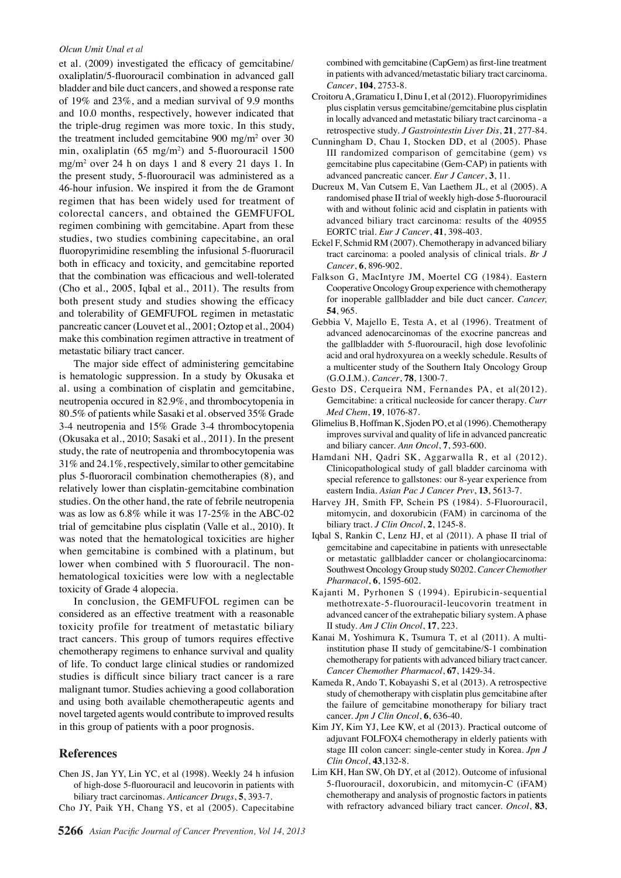et al. (2009) investigated the efficacy of gemcitabine/oxaliplatin/5-fluorouracil combination in advanced gall bladder and bile duct cancers, and showed a response rate of 19% and 23%, and a median survival of 9.9 months and 10.0 months, respectively, however indicated that the triple-drug regimen was more toxic. In this study, the treatment included gemcitabine 900 mg/m$^2$ over 30 min, oxaliplatin (65 mg/m$^2$) and 5-fluorouracil 1500 mg/m$^2$ over 24 h on days 1 and 8 every 21 days 1. In the present study, 5-fluorouracil was administered as a 46-hour infusion. We inspired it from the de Gramont regimen that has been widely used for treatment of colorectal cancers, and obtained the GEMFUFOL regimen combining with gemcitabine. Apart from these studies, two studies combining capecitabine, an oral fluoropyrimidine resembling the infusional 5-fluoruracil both in efficacy and toxicity, and gemcitabine reported that the combination was efficacious and well-tolerated (Cho et al., 2005, Iqbal et al., 2011). The results from both present study and studies showing the efficacy and tolerability of GEMFUFOL regimen in metastatic pancreatic cancer (Louvet et al., 2001; Oztop et al., 2004) make this combination regimen attractive in treatment of metastatic biliary tract cancer.

The major side effect of administering gemcitabine is hematologic suppression. In a study by Okusaka et al. using a combination of cisplatin and gemcitabine, neutropenia occured in 82.9%, and thrombocytopenia in 80.5% of patients while Sasaki et al. observed 35% Grade 3-4 neutropenia and 15% Grade 3-4 thrombocytopenia (Okusaka et al., 2010; Sasaki et al., 2011). In the present study, the rate of neutropenia and thrombocytopenia was 31% and 24.1%, respectively, similar to other gemcitabine plus 5-fluororacil combination chemotherapies (8), and relatively lower than cisplatin-gemcitabine combination studies. On the other hand, the rate of febrile neutropenia was as low as 6.8% while it was 17-25% in the ABC-02 trial of gemcitabine plus cisplatin (Valle et al., 2010). It was noted that the hematological toxicities are higher when gemcitabine is combined with a platinum, but lower when combined with 5 fluorouracil. The non-hematological toxicities were low with a neglectable toxicity of Grade 4 alopecia.

In conclusion, the GEMFUFOL regimen can be considered as an effective treatment with a reasonable toxicity profile for treatment of metastatic biliary tract cancers. This group of tumors requires effective chemotherapy regimens to enhance survival and quality of life. To conduct large clinical studies or randomized studies is difficult since biliary tract cancer is a rare malignant tumor. Studies achieving a good collaboration and using both available chemotherapeutic agents and novel targeted agents would contribute to improved results in this group of patients with a poor prognosis.

## References

Chen JS, Jan YY, Lin YC, et al (1998). Weekly 24 h infusion of high-dose 5-fluorouracil and leucovorin in patients with biliary tract carcinomas. *Anticancer Drugs*, **5**, 393-7.

Cho JY, Paik YH, Chang YS, et al (2005). Capecitabine combined with gemcitabine (CapGem) as first-line treatment in patients with advanced/metastatic biliary tract carcinoma. *Cancer*, **104**, 2753-8.

Croitoru A, Gramaticu I, Dinu I, et al (2012). Fluoropyrimidines plus cisplatin versus gemcitabine/gemcitabine plus cisplatin in locally advanced and metastatic biliary tract carcinoma - a retrospective study. *J Gastrointestin Liver Dis*, **21**, 277-84.

Cunningham D, Chau I, Stocken DD, et al (2005). Phase III randomized comparison of gemcitabine (gem) vs gemcitabine plus capecitabine (Gem-CAP) in patients with advanced pancreatic cancer. *Eur J Cancer*, **3**, 11.

Ducreux M, Van Cutsem E, Van Laethem JL, et al (2005). A randomised phase II trial of weekly high-dose 5-fluorouracil with and without folinic acid and cisplatin in patients with advanced biliary tract carcinoma: results of the 40955 EORTC trial. *Eur J Cancer*, **41**, 398-403.

Eckel F, Schmid RM (2007). Chemotherapy in advanced biliary tract carcinoma: a pooled analysis of clinical trials. *Br J Cancer*, **6**, 896-902.

Falkson G, MacIntyre JM, Moertel CG (1984). Eastern Cooperative Oncology Group experience with chemotherapy for inoperable gallbladder and bile duct cancer. *Cancer,* **54**, 965.

Gebbia V, Majello E, Testa A, et al (1996). Treatment of advanced adenocarcinomas of the exocrine pancreas and the gallbladder with 5-fluorouracil, high dose levofolinic acid and oral hydroxyurea on a weekly schedule. Results of a multicenter study of the Southern Italy Oncology Group (G.O.I.M.). *Cancer*, **78**, 1300-7.

Gesto DS, Cerqueira NM, Fernandes PA, et al(2012). Gemcitabine: a critical nucleoside for cancer therapy. *Curr Med Chem*, **19**, 1076-87.

Glimelius B, Hoffman K, Sjoden PO, et al (1996). Chemotherapy improves survival and quality of life in advanced pancreatic and biliary cancer. *Ann Oncol*, **7**, 593-600.

Hamdani NH, Qadri SK, Aggarwalla R, et al (2012). Clinicopathological study of gall bladder carcinoma with special reference to gallstones: our 8-year experience from eastern India. *Asian Pac J Cancer Prev*, **13**, 5613-7.

Harvey JH, Smith FP, Schein PS (1984). 5-Fluorouracil, mitomycin, and doxorubicin (FAM) in carcinoma of the biliary tract. *J Clin Oncol*, **2**, 1245-8.

Iqbal S, Rankin C, Lenz HJ, et al (2011). A phase II trial of gemcitabine and capecitabine in patients with unresectable or metastatic gallbladder cancer or cholangiocarcinoma: Southwest Oncology Group study S0202. *Cancer Chemother Pharmacol*, **6**, 1595-602.

Kajanti M, Pyrhonen S (1994). Epirubicin-sequential methotrexate-5-fluorouracil-leucovorin treatment in advanced cancer of the extrahepatic biliary system. A phase II study. *Am J Clin Oncol*, **17**, 223.

Kanai M, Yoshimura K, Tsumura T, et al (2011). A multi-institution phase II study of gemcitabine/S-1 combination chemotherapy for patients with advanced biliary tract cancer. *Cancer Chemother Pharmacol*, **67**, 1429-34.

Kameda R, Ando T, Kobayashi S, et al (2013). A retrospective study of chemotherapy with cisplatin plus gemcitabine after the failure of gemcitabine monotherapy for biliary tract cancer. *Jpn J Clin Oncol*, **6**, 636-40.

Kim JY, Kim YJ, Lee KW, et al (2013). Practical outcome of adjuvant FOLFOX4 chemotherapy in elderly patients with stage III colon cancer: single-center study in Korea. *Jpn J Clin Oncol*, **43**,132-8.

Lim KH, Han SW, Oh DY, et al (2012). Outcome of infusional 5-fluorouracil, doxorubicin, and mitomycin-C (iFAM) chemotherapy and analysis of prognostic factors in patients with refractory advanced biliary tract cancer. *Oncol*, **83**,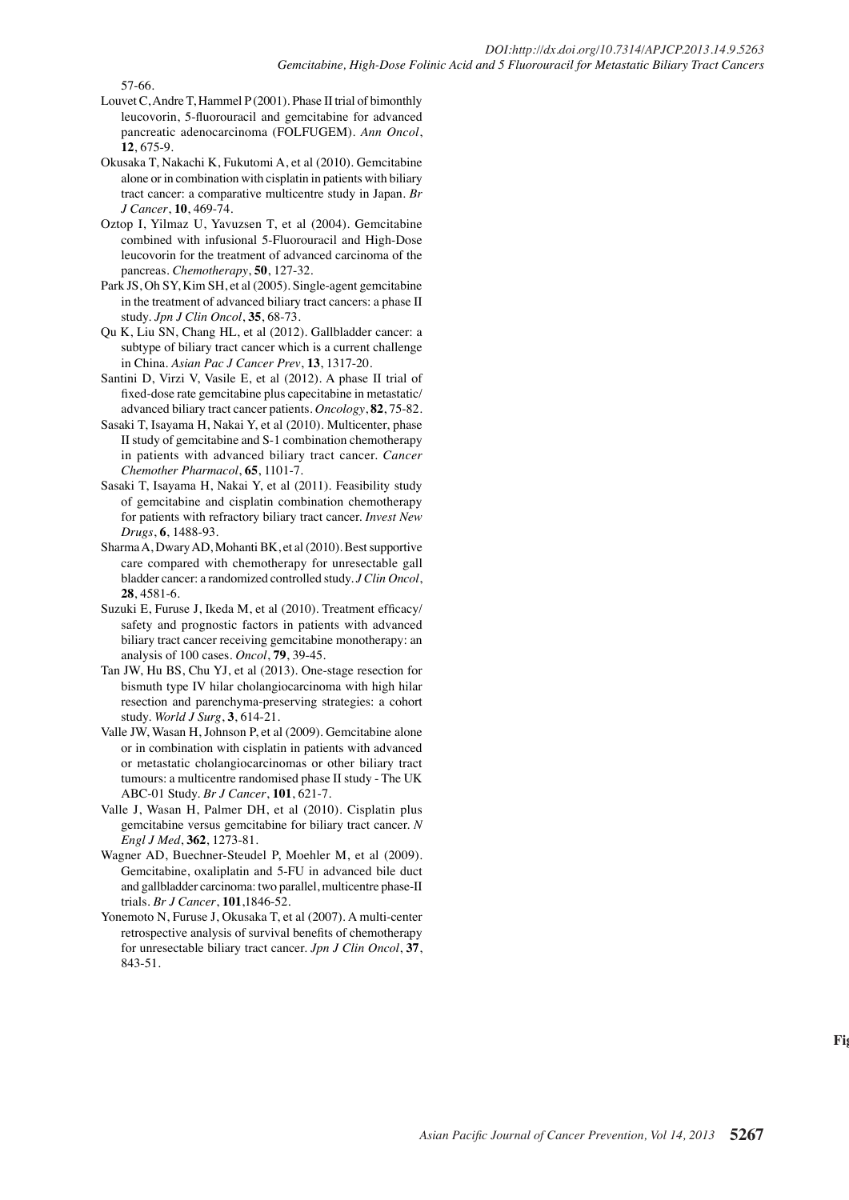57-66.

Louvet C, Andre T, Hammel P (2001). Phase II trial of bimonthly leucovorin, 5-fluorouracil and gemcitabine for advanced pancreatic adenocarcinoma (FOLFUGEM). *Ann Oncol*, **12**, 675-9.

Okusaka T, Nakachi K, Fukutomi A, et al (2010). Gemcitabine alone or in combination with cisplatin in patients with biliary tract cancer: a comparative multicentre study in Japan. *Br J Cancer*, **10**, 469-74.

Oztop I, Yilmaz U, Yavuzsen T, et al (2004). Gemcitabine combined with infusional 5-Fluorouracil and High-Dose leucovorin for the treatment of advanced carcinoma of the pancreas. *Chemotherapy*, **50**, 127-32.

Park JS, Oh SY, Kim SH, et al (2005). Single-agent gemcitabine in the treatment of advanced biliary tract cancers: a phase II study. *Jpn J Clin Oncol*, **35**, 68-73.

Qu K, Liu SN, Chang HL, et al (2012). Gallbladder cancer: a subtype of biliary tract cancer which is a current challenge in China. *Asian Pac J Cancer Prev*, **13**, 1317-20.

Santini D, Virzi V, Vasile E, et al (2012). A phase II trial of fixed-dose rate gemcitabine plus capecitabine in metastatic/advanced biliary tract cancer patients. *Oncology*, **82**, 75-82.

Sasaki T, Isayama H, Nakai Y, et al (2010). Multicenter, phase II study of gemcitabine and S-1 combination chemotherapy in patients with advanced biliary tract cancer. *Cancer Chemother Pharmacol*, **65**, 1101-7.

Sasaki T, Isayama H, Nakai Y, et al (2011). Feasibility study of gemcitabine and cisplatin combination chemotherapy for patients with refractory biliary tract cancer. *Invest New Drugs*, **6**, 1488-93.

Sharma A, Dwary AD, Mohanti BK, et al (2010). Best supportive care compared with chemotherapy for unresectable gall bladder cancer: a randomized controlled study. *J Clin Oncol*, **28**, 4581-6.

Suzuki E, Furuse J, Ikeda M, et al (2010). Treatment efficacy/safety and prognostic factors in patients with advanced biliary tract cancer receiving gemcitabine monotherapy: an analysis of 100 cases. *Oncol*, **79**, 39-45.

Tan JW, Hu BS, Chu YJ, et al (2013). One-stage resection for bismuth type IV hilar cholangiocarcinoma with high hilar resection and parenchyma-preserving strategies: a cohort study. *World J Surg*, **3**, 614-21.

Valle JW, Wasan H, Johnson P, et al (2009). Gemcitabine alone or in combination with cisplatin in patients with advanced or metastatic cholangiocarcinomas or other biliary tract tumours: a multicentre randomised phase II study - The UK ABC-01 Study. *Br J Cancer*, **101**, 621-7.

Valle J, Wasan H, Palmer DH, et al (2010). Cisplatin plus gemcitabine versus gemcitabine for biliary tract cancer. *N Engl J Med*, **362**, 1273-81.

Wagner AD, Buechner-Steudel P, Moehler M, et al (2009). Gemcitabine, oxaliplatin and 5-FU in advanced bile duct and gallbladder carcinoma: two parallel, multicentre phase-II trials. *Br J Cancer*, **101**,1846-52.

Yonemoto N, Furuse J, Okusaka T, et al (2007). A multi-center retrospective analysis of survival benefits of chemotherapy for unresectable biliary tract cancer. *Jpn J Clin Oncol*, **37**, 843-51.